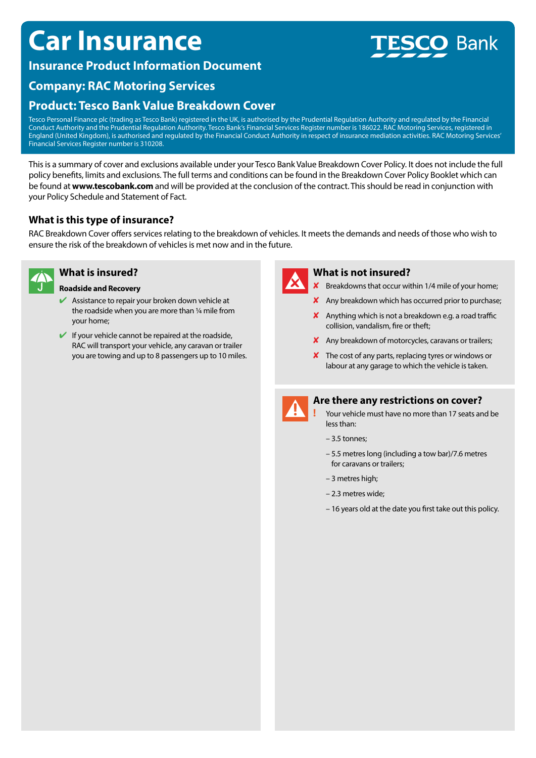# Car Insurance

TESCO Bank

## Insurance Product Information Document

## Company: RAC Motoring Services

## Product: Tesco Bank Value Breakdown Cover

Tesco Personal Finance plc (trading as Tesco Bank) registered in the UK, is authorised by the Prudential Regulation Authority and regulated by the Financial Conduct Authority and the Prudential Regulation Authority. Tesco Bank's Financial Services Register number is 186022. RAC Motoring Services, registered in England (United Kingdom), is authorised and regulated by the Financial Conduct Authority in respect of insurance mediation activities. RAC Motoring Services' Financial Services Register number is 310208.

This is a summary of cover and exclusions available under your Tesco Bank Value Breakdown Cover Policy. It does not include the full policy benefits, limits and exclusions. The full terms and conditions can be found in the Breakdown Cover Policy Booklet which can be found at **www.tescobank.com** and will be provided at the conclusion of the contract. This should be read in conjunction with your Policy Schedule and Statement of Fact.

### What is this type of insurance?

RAC Breakdown Cover offers services relating to the breakdown of vehicles. It meets the demands and needs of those who wish to ensure the risk of the breakdown of vehicles is met now and in the future.

### What is insured?

**Roadside and Recovery**

- ✔ Assistance to repair your broken down vehicle at the roadside when you are more than ¼ mile from your home;
- ✔ If your vehicle cannot be repaired at the roadside, RAC will transport your vehicle, any caravan or trailer you are towing and up to 8 passengers up to 10 miles.

### What is not insured?

- ✘ Breakdowns that occur within 1/4 mile of your home;
- ✘ Any breakdown which has occurred prior to purchase;
- ✘ Anything which is not a breakdown e.g. a road traffic collision, vandalism, fire or theft;
- ✘ Any breakdown of motorcycles, caravans or trailers;
- ✘ The cost of any parts, replacing tyres or windows or labour at any garage to which the vehicle is taken.

### Are there any restrictions on cover?

! Your vehicle must have no more than 17 seats and be less than:

- – 3.5 tonnes;
- – 5.5 metres long (including a tow bar)/7.6 metres for caravans or trailers;
- – 3 metres high;
- – 2.3 metres wide;
- – 16 years old at the date you first take out this policy.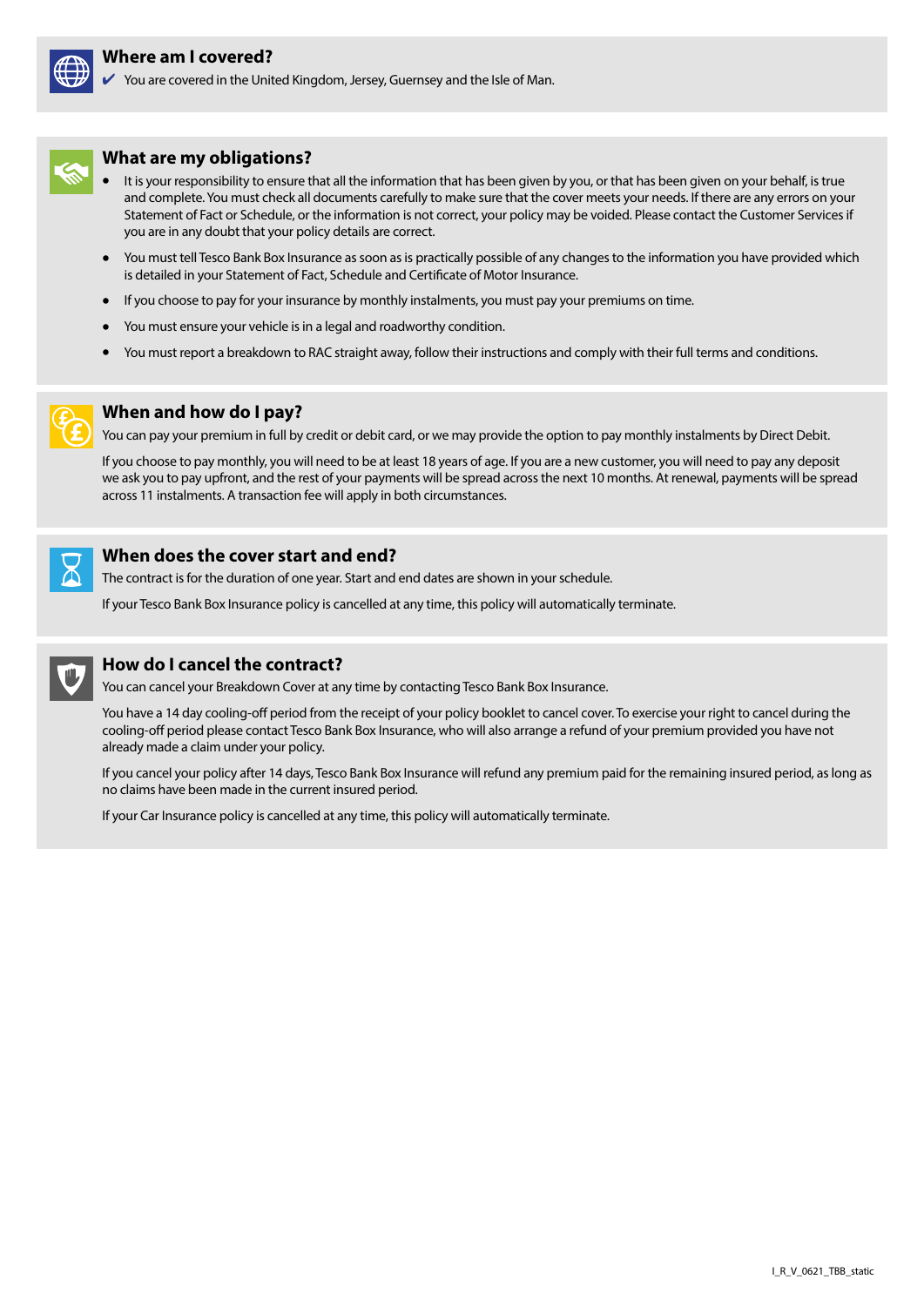## Where am I covered?

✔ You are covered in the United Kingdom, Jersey, Guernsey and the Isle of Man.

## What are my obligations?

- It is your responsibility to ensure that all the information that has been given by you, or that has been given on your behalf, is true and complete. You must check all documents carefully to make sure that the cover meets your needs. If there are any errors on your Statement of Fact or Schedule, or the information is not correct, your policy may be voided. Please contact the Customer Services if you are in any doubt that your policy details are correct.
- You must tell Tesco Bank Box Insurance as soon as is practically possible of any changes to the information you have provided which is detailed in your Statement of Fact, Schedule and Certificate of Motor Insurance.
- If you choose to pay for your insurance by monthly instalments, you must pay your premiums on time.
- You must ensure your vehicle is in a legal and roadworthy condition.
- You must report a breakdown to RAC straight away, follow their instructions and comply with their full terms and conditions.

## When and how do I pay?

You can pay your premium in full by credit or debit card, or we may provide the option to pay monthly instalments by Direct Debit.

If you choose to pay monthly, you will need to be at least 18 years of age. If you are a new customer, you will need to pay any deposit we ask you to pay upfront, and the rest of your payments will be spread across the next 10 months. At renewal, payments will be spread across 11 instalments. A transaction fee will apply in both circumstances.

## When does the cover start and end?

The contract is for the duration of one year. Start and end dates are shown in your schedule.

If your Tesco Bank Box Insurance policy is cancelled at any time, this policy will automatically terminate.

## How do I cancel the contract?

You can cancel your Breakdown Cover at any time by contacting Tesco Bank Box Insurance.

You have a 14 day cooling-off period from the receipt of your policy booklet to cancel cover. To exercise your right to cancel during the cooling-off period please contact Tesco Bank Box Insurance, who will also arrange a refund of your premium provided you have not already made a claim under your policy.

If you cancel your policy after 14 days, Tesco Bank Box Insurance will refund any premium paid for the remaining insured period, as long as no claims have been made in the current insured period.

If your Car Insurance policy is cancelled at any time, this policy will automatically terminate.

I_R_V_0621_TBB_static